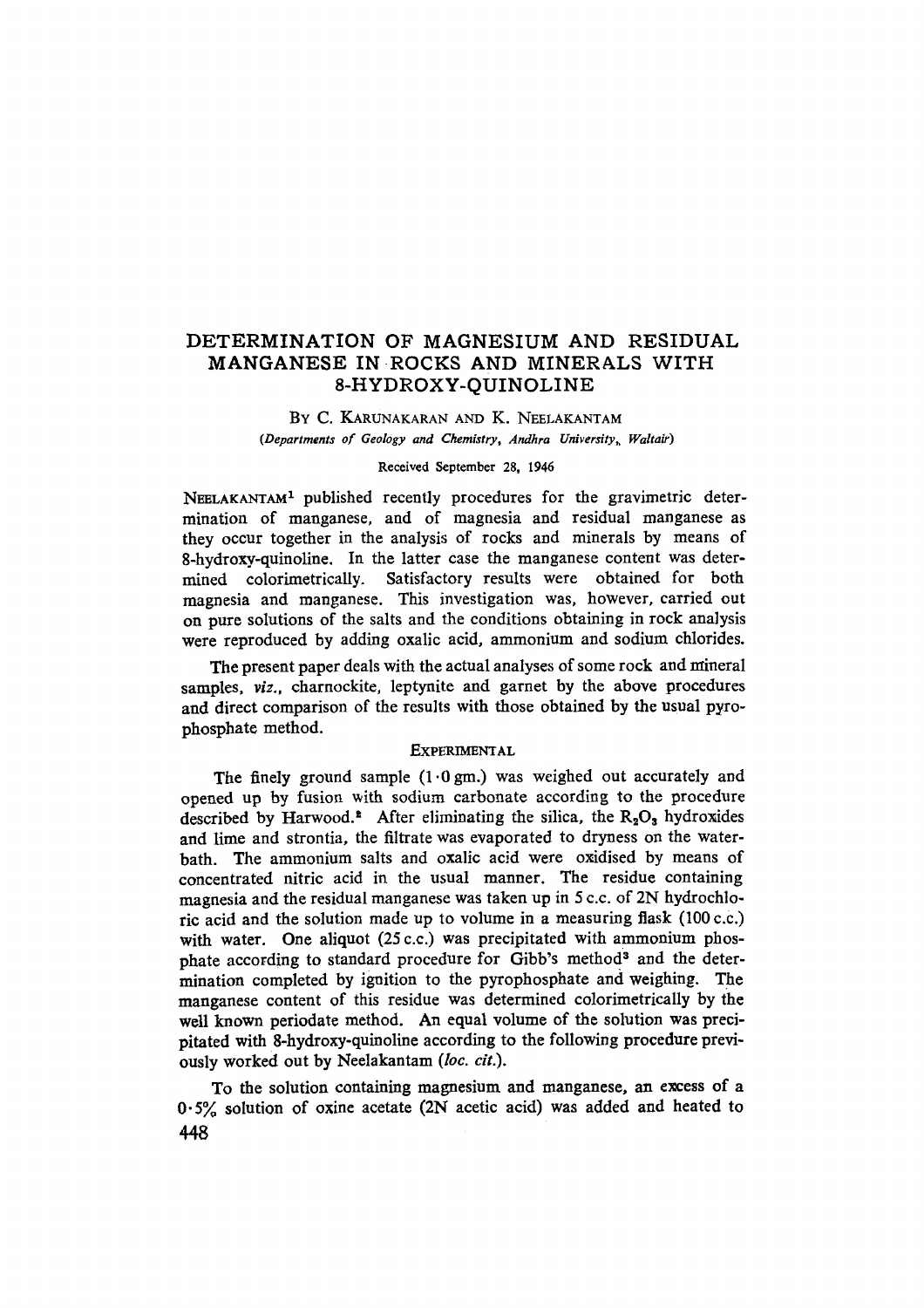# DETERMINATION OF MAGNESIUM AND RESIDUAL MANGANESE IN ROCKS AND MINERALS WITH 8-HYDROXY-QUINOLINE

BY C. KARUNAKARAN AND K. NEELAKANTAM

*(Departments of Geology and Chemistry, Andhra University, Waltair)*

Received September 28, 1946

NEELAKANTAM[1] published recently procedures for the gravimetric determination of manganese, and of magnesia and residual manganese as they occur together in the analysis of rocks and minerals by means of 8-hydroxy-quinoline. In the latter case the manganese content was determined colorimetrically. Satisfactory results were obtained for both magnesia and manganese. This investigation was, however, carried out on pure solutions of the salts and the conditions obtaining in rock analysis were reproduced by adding oxalic acid, ammonium and sodium chlorides.

The present paper deals with the actual analyses of some rock and mineral samples, *viz.*, charnockite, leptynite and garnet by the above procedures and direct comparison of the results with those obtained by the usual pyrophosphate method.

## EXPERIMENTAL

The finely ground sample (1·0 gm.) was weighed out accurately and opened up by fusion with sodium carbonate according to the procedure described by Harwood.[2] After eliminating the silica, the $R_2O_3$ hydroxides and lime and strontia, the filtrate was evaporated to dryness on the water-bath. The ammonium salts and oxalic acid were oxidised by means of concentrated nitric acid in the usual manner. The residue containing magnesia and the residual manganese was taken up in 5 c.c. of 2N hydrochloric acid and the solution made up to volume in a measuring flask (100 c.c.) with water. One aliquot (25 c.c.) was precipitated with ammonium phosphate according to standard procedure for Gibb's method[3] and the determination completed by ignition to the pyrophosphate and weighing. The manganese content of this residue was determined colorimetrically by the well known periodate method. An equal volume of the solution was precipitated with 8-hydroxy-quinoline according to the following procedure previously worked out by Neelakantam (*loc. cit.*).

To the solution containing magnesium and manganese, an excess of a 0·5% solution of oxine acetate (2N acetic acid) was added and heated to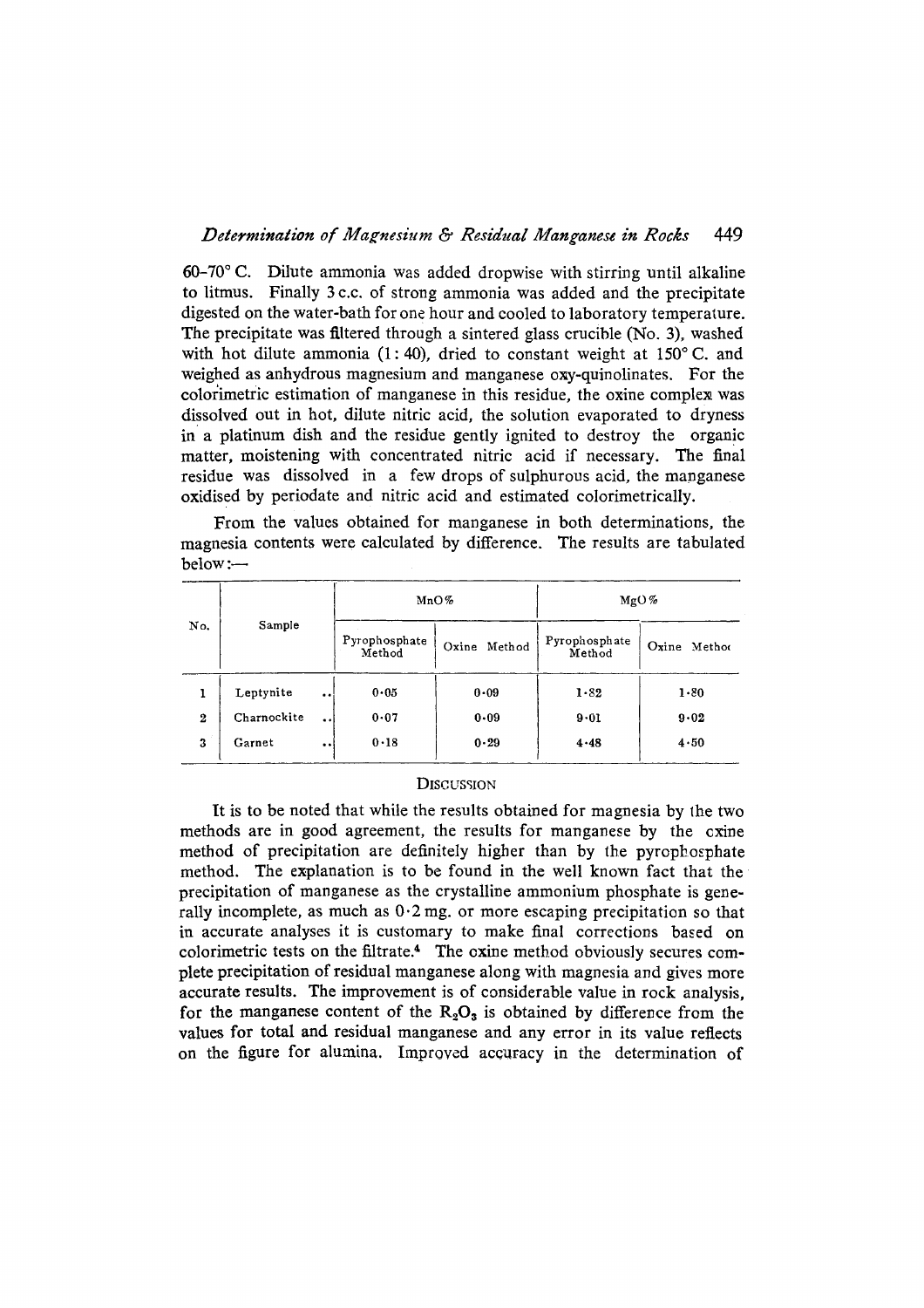60–70° C. Dilute ammonia was added dropwise with stirring until alkaline to litmus. Finally 3 c.c. of strong ammonia was added and the precipitate digested on the water-bath for one hour and cooled to laboratory temperature. The precipitate was filtered through a sintered glass crucible (No. 3), washed with hot dilute ammonia (1 : 40), dried to constant weight at 150° C. and weighed as anhydrous magnesium and manganese oxy-quinolinates. For the colorimetric estimation of manganese in this residue, the oxine complex was dissolved out in hot, dilute nitric acid, the solution evaporated to dryness in a platinum dish and the residue gently ignited to destroy the organic matter, moistening with concentrated nitric acid if necessary. The final residue was dissolved in a few drops of sulphurous acid, the manganese oxidised by periodate and nitric acid and estimated colorimetrically.

From the values obtained for manganese in both determinations, the magnesia contents were calculated by difference. The results are tabulated below:—

| No. | Sample | MnO% | | MgO% | |
|---|---|---|---|---|---|
| | | Pyrophosphate Method | Oxine Method | Pyrophosphate Method | Oxine Method |
| 1 | Leptynite .. | 0·05 | 0·09 | 1·82 | 1·80 |
| 2 | Charnockite .. | 0·07 | 0·09 | 9·01 | 9·02 |
| 3 | Garnet .. | 0·18 | 0·29 | 4·48 | 4·50 |

## Discussion

It is to be noted that while the results obtained for magnesia by the two methods are in good agreement, the results for manganese by the oxine method of precipitation are definitely higher than by the pyrophosphate method. The explanation is to be found in the well known fact that the precipitation of manganese as the crystalline ammonium phosphate is generally incomplete, as much as 0·2 mg. or more escaping precipitation so that in accurate analyses it is customary to make final corrections based on colorimetric tests on the filtrate.[4] The oxine method obviously secures complete precipitation of residual manganese along with magnesia and gives more accurate results. The improvement is of considerable value in rock analysis, for the manganese content of the $R_2O_3$ is obtained by difference from the values for total and residual manganese and any error in its value reflects on the figure for alumina. Improved accuracy in the determination of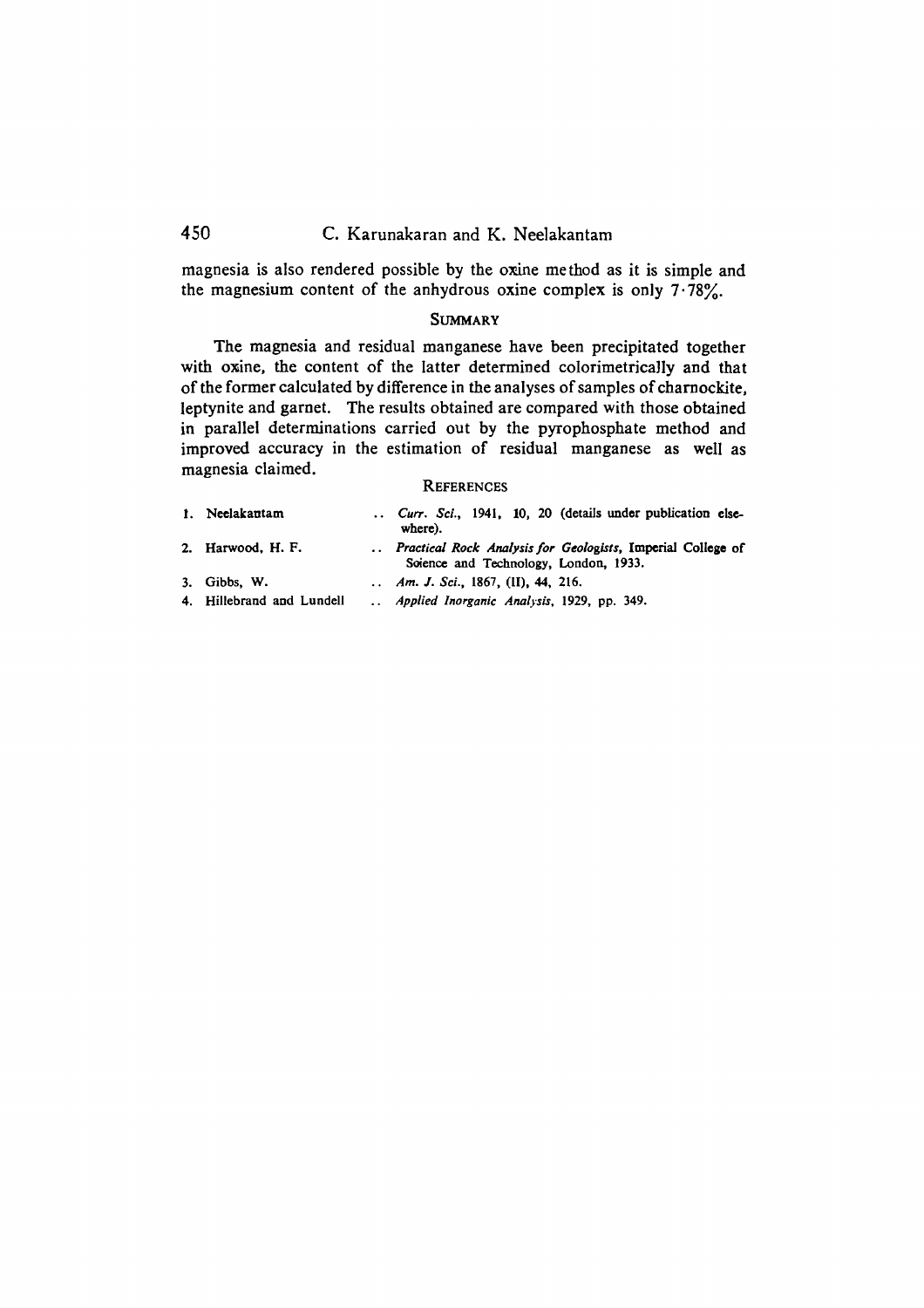magnesia is also rendered possible by the oxine method as it is simple and the magnesium content of the anhydrous oxine complex is only 7·78%.

## Summary

The magnesia and residual manganese have been precipitated together with oxine, the content of the latter determined colorimetrically and that of the former calculated by difference in the analyses of samples of charnockite, leptynite and garnet. The results obtained are compared with those obtained in parallel determinations carried out by the pyrophosphate method and improved accuracy in the estimation of residual manganese as well as magnesia claimed.

## References

1. Neelakantam .. *Curr. Sci.*, 1941, 10, 20 (details under publication elsewhere).
2. Harwood, H. F. .. *Practical Rock Analysis for Geologists*, Imperial College of Science and Technology, London, 1933.
3. Gibbs, W. .. *Am. J. Sci.*, 1867, (II), 44, 216.
4. Hillebrand and Lundell .. *Applied Inorganic Analysis*, 1929, pp. 349.